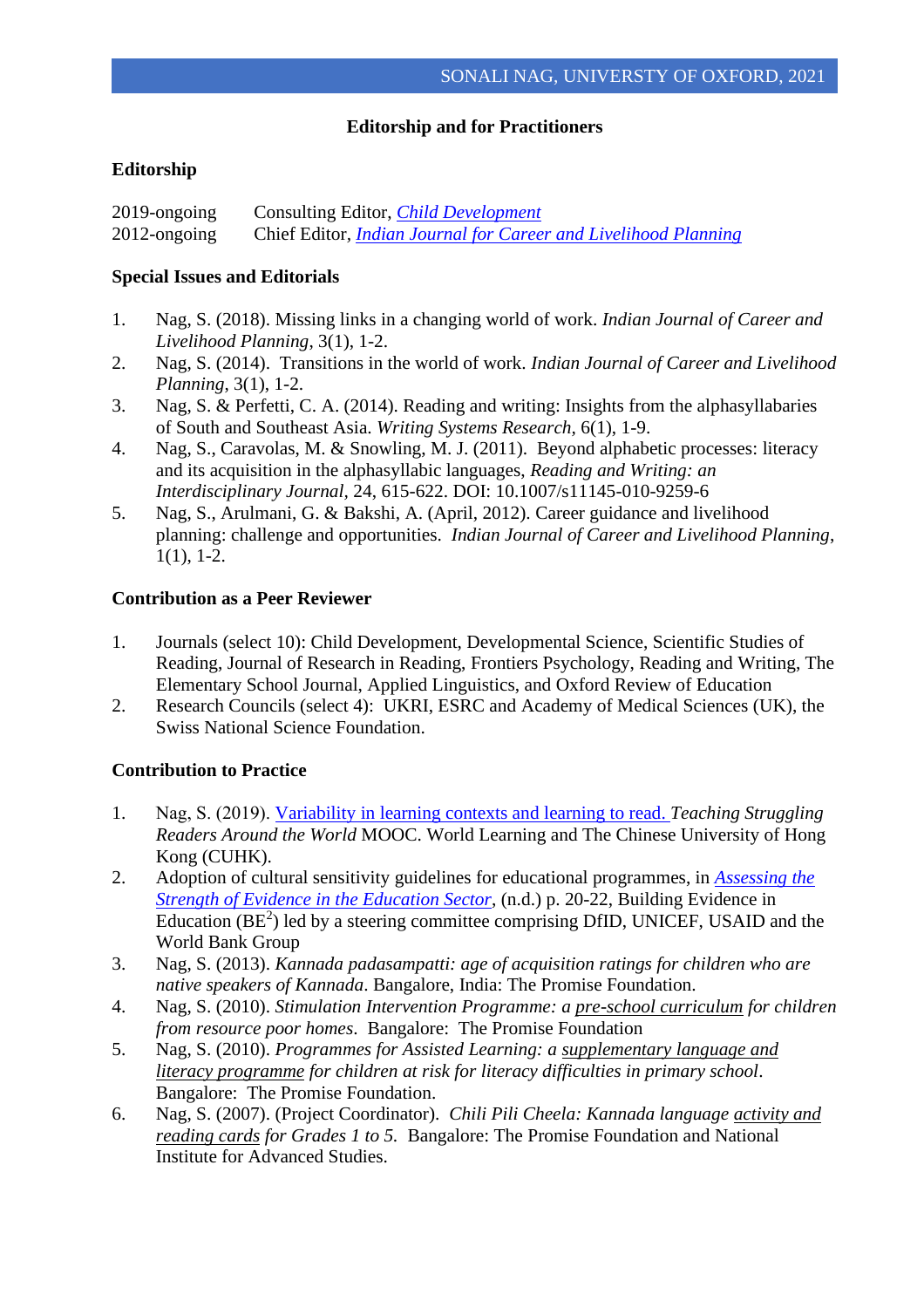## Editorship and for Practitioners

### Editorship

2019-ongoing Consulting Editor, *Child Development*
2012-ongoing Chief Editor, *Indian Journal for Career and Livelihood Planning*

### Special Issues and Editorials

1. Nag, S. (2018). Missing links in a changing world of work. *Indian Journal of Career and Livelihood Planning*, 3(1), 1-2.
2. Nag, S. (2014). Transitions in the world of work. *Indian Journal of Career and Livelihood Planning*, 3(1), 1-2.
3. Nag, S. & Perfetti, C. A. (2014). Reading and writing: Insights from the alphasyllabaries of South and Southeast Asia. *Writing Systems Research*, 6(1), 1-9.
4. Nag, S., Caravolas, M. & Snowling, M. J. (2011). Beyond alphabetic processes: literacy and its acquisition in the alphasyllabic languages, *Reading and Writing: an Interdisciplinary Journal*, 24, 615-622. DOI: 10.1007/s11145-010-9259-6
5. Nag, S., Arulmani, G. & Bakshi, A. (April, 2012). Career guidance and livelihood planning: challenge and opportunities. *Indian Journal of Career and Livelihood Planning*, 1(1), 1-2.

### Contribution as a Peer Reviewer

1. Journals (select 10): Child Development, Developmental Science, Scientific Studies of Reading, Journal of Research in Reading, Frontiers Psychology, Reading and Writing, The Elementary School Journal, Applied Linguistics, and Oxford Review of Education
2. Research Councils (select 4): UKRI, ESRC and Academy of Medical Sciences (UK), the Swiss National Science Foundation.

### Contribution to Practice

1. Nag, S. (2019). Variability in learning contexts and learning to read. *Teaching Struggling Readers Around the World* MOOC. World Learning and The Chinese University of Hong Kong (CUHK).
2. Adoption of cultural sensitivity guidelines for educational programmes, in *Assessing the Strength of Evidence in the Education Sector*, (n.d.) p. 20-22, Building Evidence in Education (BE$^2$) led by a steering committee comprising DfID, UNICEF, USAID and the World Bank Group
3. Nag, S. (2013). *Kannada padasampatti: age of acquisition ratings for children who are native speakers of Kannada*. Bangalore, India: The Promise Foundation.
4. Nag, S. (2010). *Stimulation Intervention Programme: a pre-school curriculum for children from resource poor homes*. Bangalore: The Promise Foundation
5. Nag, S. (2010). *Programmes for Assisted Learning: a supplementary language and literacy programme for children at risk for literacy difficulties in primary school*. Bangalore: The Promise Foundation.
6. Nag, S. (2007). (Project Coordinator). *Chili Pili Cheela: Kannada language activity and reading cards for Grades 1 to 5*. Bangalore: The Promise Foundation and National Institute for Advanced Studies.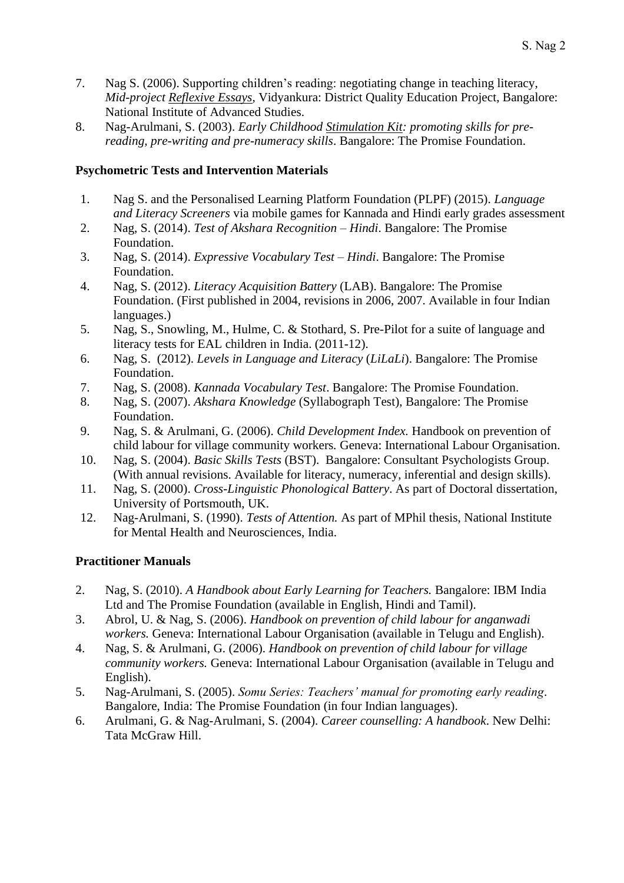7. Nag S. (2006). Supporting children's reading: negotiating change in teaching literacy, *Mid-project Reflexive Essays,* Vidyankura: District Quality Education Project, Bangalore: National Institute of Advanced Studies.
8. Nag-Arulmani, S. (2003). *Early Childhood Stimulation Kit: promoting skills for pre-reading, pre-writing and pre-numeracy skills*. Bangalore: The Promise Foundation.

**Psychometric Tests and Intervention Materials**

1. Nag S. and the Personalised Learning Platform Foundation (PLPF) (2015). *Language and Literacy Screeners* via mobile games for Kannada and Hindi early grades assessment
2. Nag, S. (2014). *Test of Akshara Recognition – Hindi*. Bangalore: The Promise Foundation.
3. Nag, S. (2014). *Expressive Vocabulary Test – Hindi*. Bangalore: The Promise Foundation.
4. Nag, S. (2012). *Literacy Acquisition Battery* (LAB). Bangalore: The Promise Foundation. (First published in 2004, revisions in 2006, 2007. Available in four Indian languages.)
5. Nag, S., Snowling, M., Hulme, C. & Stothard, S. Pre-Pilot for a suite of language and literacy tests for EAL children in India. (2011-12).
6. Nag, S. (2012). *Levels in Language and Literacy* (*LiLaLi*). Bangalore: The Promise Foundation.
7. Nag, S. (2008). *Kannada Vocabulary Test*. Bangalore: The Promise Foundation.
8. Nag, S. (2007). *Akshara Knowledge* (Syllabograph Test), Bangalore: The Promise Foundation.
9. Nag, S. & Arulmani, G. (2006). *Child Development Index.* Handbook on prevention of child labour for village community workers*.* Geneva: International Labour Organisation.
10. Nag, S. (2004). *Basic Skills Tests* (BST). Bangalore: Consultant Psychologists Group. (With annual revisions. Available for literacy, numeracy, inferential and design skills).
11. Nag, S. (2000). *Cross-Linguistic Phonological Battery*. As part of Doctoral dissertation, University of Portsmouth, UK.
12. Nag-Arulmani, S. (1990). *Tests of Attention.* As part of MPhil thesis, National Institute for Mental Health and Neurosciences, India.

**Practitioner Manuals**

2. Nag, S. (2010). *A Handbook about Early Learning for Teachers.* Bangalore: IBM India Ltd and The Promise Foundation (available in English, Hindi and Tamil).
3. Abrol, U. & Nag, S. (2006). *Handbook on prevention of child labour for anganwadi workers.* Geneva: International Labour Organisation (available in Telugu and English).
4. Nag, S. & Arulmani, G. (2006). *Handbook on prevention of child labour for village community workers.* Geneva: International Labour Organisation (available in Telugu and English).
5. Nag-Arulmani, S. (2005). *Somu Series: Teachers' manual for promoting early reading*. Bangalore, India: The Promise Foundation (in four Indian languages).
6. Arulmani, G. & Nag-Arulmani, S. (2004). *Career counselling: A handbook*. New Delhi: Tata McGraw Hill.